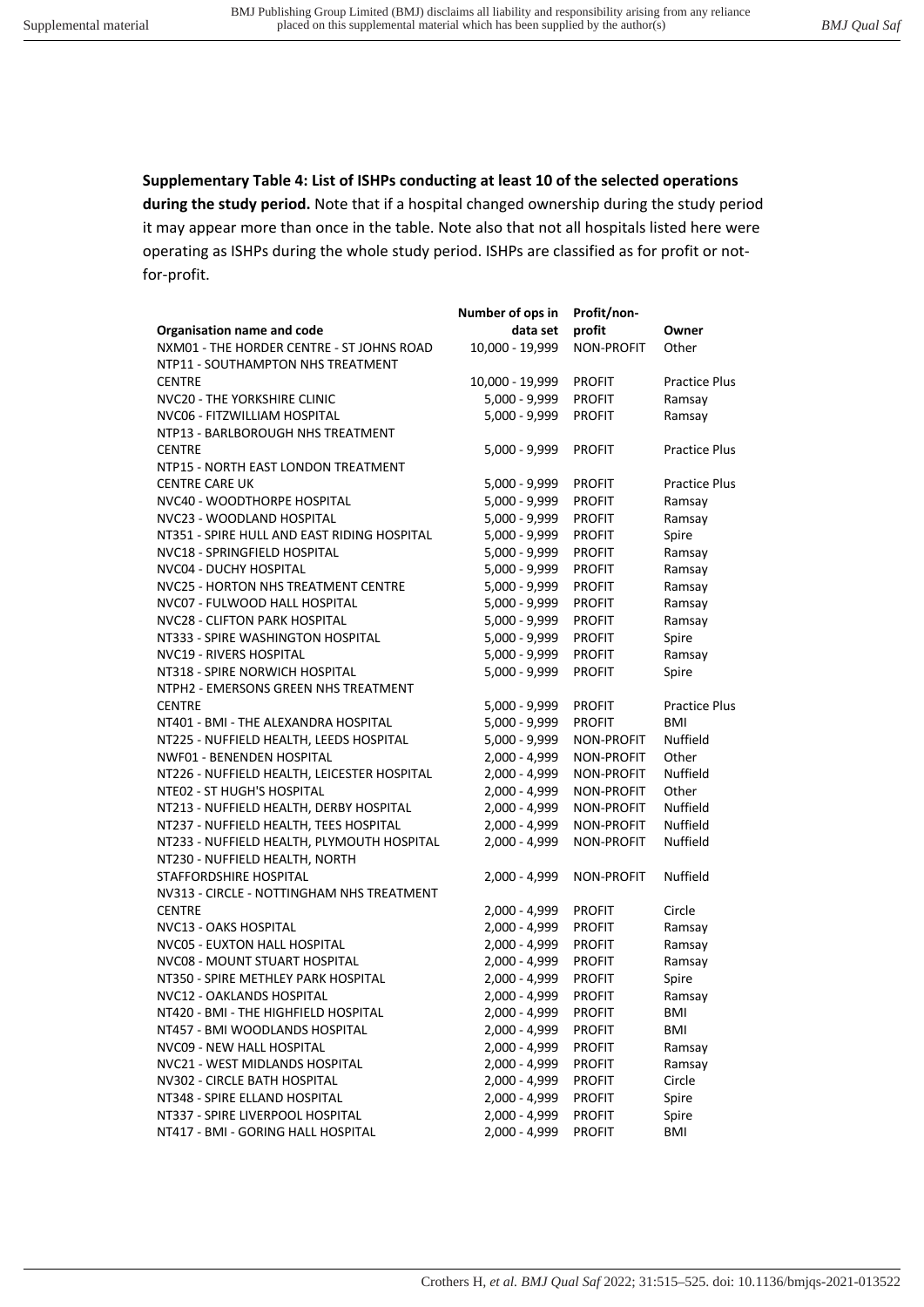**Supplementary Table 4: List of ISHPs conducting at least 10 of the selected operations during the study period.** Note that if a hospital changed ownership during the study period it may appear more than once in the table. Note also that not all hospitals listed here were operating as ISHPs during the whole study period. ISHPs are classified as for profit or not-for-profit.

| Organisation name and code | Number of ops in data set | Profit/non-profit | Owner |
|---|---|---|---|
| NXM01 - THE HORDER CENTRE - ST JOHNS ROAD | 10,000 - 19,999 | NON-PROFIT | Other |
| NTP11 - SOUTHAMPTON NHS TREATMENT CENTRE | 10,000 - 19,999 | PROFIT | Practice Plus |
| NVC20 - THE YORKSHIRE CLINIC | 5,000 - 9,999 | PROFIT | Ramsay |
| NVC06 - FITZWILLIAM HOSPITAL | 5,000 - 9,999 | PROFIT | Ramsay |
| NTP13 - BARLBOROUGH NHS TREATMENT CENTRE | 5,000 - 9,999 | PROFIT | Practice Plus |
| NTP15 - NORTH EAST LONDON TREATMENT CENTRE CARE UK | 5,000 - 9,999 | PROFIT | Practice Plus |
| NVC40 - WOODTHORPE HOSPITAL | 5,000 - 9,999 | PROFIT | Ramsay |
| NVC23 - WOODLAND HOSPITAL | 5,000 - 9,999 | PROFIT | Ramsay |
| NT351 - SPIRE HULL AND EAST RIDING HOSPITAL | 5,000 - 9,999 | PROFIT | Spire |
| NVC18 - SPRINGFIELD HOSPITAL | 5,000 - 9,999 | PROFIT | Ramsay |
| NVC04 - DUCHY HOSPITAL | 5,000 - 9,999 | PROFIT | Ramsay |
| NVC25 - HORTON NHS TREATMENT CENTRE | 5,000 - 9,999 | PROFIT | Ramsay |
| NVC07 - FULWOOD HALL HOSPITAL | 5,000 - 9,999 | PROFIT | Ramsay |
| NVC28 - CLIFTON PARK HOSPITAL | 5,000 - 9,999 | PROFIT | Ramsay |
| NT333 - SPIRE WASHINGTON HOSPITAL | 5,000 - 9,999 | PROFIT | Spire |
| NVC19 - RIVERS HOSPITAL | 5,000 - 9,999 | PROFIT | Ramsay |
| NT318 - SPIRE NORWICH HOSPITAL | 5,000 - 9,999 | PROFIT | Spire |
| NTPH2 - EMERSONS GREEN NHS TREATMENT CENTRE | 5,000 - 9,999 | PROFIT | Practice Plus |
| NT401 - BMI - THE ALEXANDRA HOSPITAL | 5,000 - 9,999 | PROFIT | BMI |
| NT225 - NUFFIELD HEALTH, LEEDS HOSPITAL | 5,000 - 9,999 | NON-PROFIT | Nuffield |
| NWF01 - BENENDEN HOSPITAL | 2,000 - 4,999 | NON-PROFIT | Other |
| NT226 - NUFFIELD HEALTH, LEICESTER HOSPITAL | 2,000 - 4,999 | NON-PROFIT | Nuffield |
| NTE02 - ST HUGH'S HOSPITAL | 2,000 - 4,999 | NON-PROFIT | Other |
| NT213 - NUFFIELD HEALTH, DERBY HOSPITAL | 2,000 - 4,999 | NON-PROFIT | Nuffield |
| NT237 - NUFFIELD HEALTH, TEES HOSPITAL | 2,000 - 4,999 | NON-PROFIT | Nuffield |
| NT233 - NUFFIELD HEALTH, PLYMOUTH HOSPITAL | 2,000 - 4,999 | NON-PROFIT | Nuffield |
| NT230 - NUFFIELD HEALTH, NORTH STAFFORDSHIRE HOSPITAL | 2,000 - 4,999 | NON-PROFIT | Nuffield |
| NV313 - CIRCLE - NOTTINGHAM NHS TREATMENT CENTRE | 2,000 - 4,999 | PROFIT | Circle |
| NVC13 - OAKS HOSPITAL | 2,000 - 4,999 | PROFIT | Ramsay |
| NVC05 - EUXTON HALL HOSPITAL | 2,000 - 4,999 | PROFIT | Ramsay |
| NVC08 - MOUNT STUART HOSPITAL | 2,000 - 4,999 | PROFIT | Ramsay |
| NT350 - SPIRE METHLEY PARK HOSPITAL | 2,000 - 4,999 | PROFIT | Spire |
| NVC12 - OAKLANDS HOSPITAL | 2,000 - 4,999 | PROFIT | Ramsay |
| NT420 - BMI - THE HIGHFIELD HOSPITAL | 2,000 - 4,999 | PROFIT | BMI |
| NT457 - BMI WOODLANDS HOSPITAL | 2,000 - 4,999 | PROFIT | BMI |
| NVC09 - NEW HALL HOSPITAL | 2,000 - 4,999 | PROFIT | Ramsay |
| NVC21 - WEST MIDLANDS HOSPITAL | 2,000 - 4,999 | PROFIT | Ramsay |
| NV302 - CIRCLE BATH HOSPITAL | 2,000 - 4,999 | PROFIT | Circle |
| NT348 - SPIRE ELLAND HOSPITAL | 2,000 - 4,999 | PROFIT | Spire |
| NT337 - SPIRE LIVERPOOL HOSPITAL | 2,000 - 4,999 | PROFIT | Spire |
| NT417 - BMI - GORING HALL HOSPITAL | 2,000 - 4,999 | PROFIT | BMI |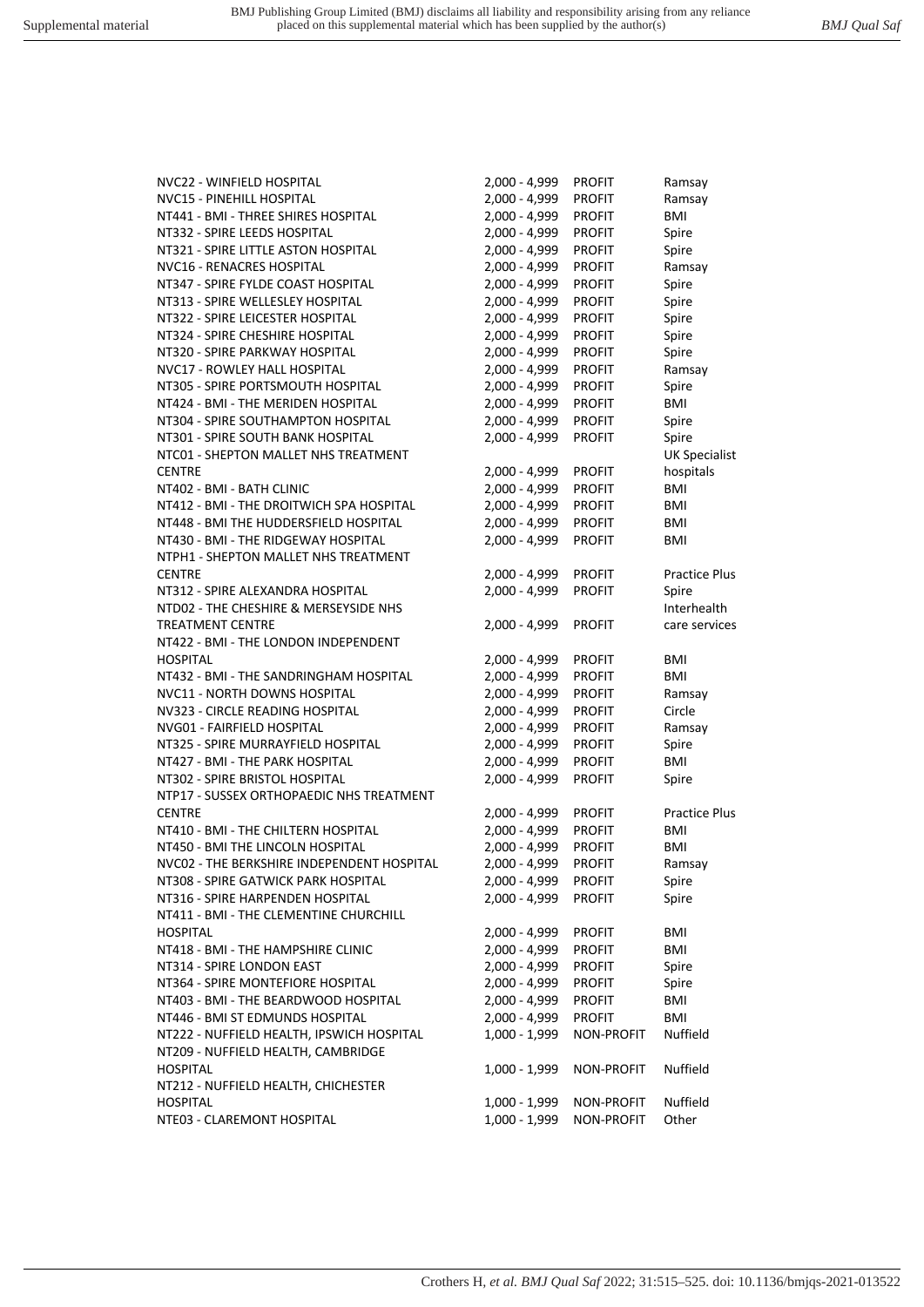| | | | |
|---|---|---|---|
| NVC22 - WINFIELD HOSPITAL | 2,000 - 4,999 | PROFIT | Ramsay |
| NVC15 - PINEHILL HOSPITAL | 2,000 - 4,999 | PROFIT | Ramsay |
| NT441 - BMI - THREE SHIRES HOSPITAL | 2,000 - 4,999 | PROFIT | BMI |
| NT332 - SPIRE LEEDS HOSPITAL | 2,000 - 4,999 | PROFIT | Spire |
| NT321 - SPIRE LITTLE ASTON HOSPITAL | 2,000 - 4,999 | PROFIT | Spire |
| NVC16 - RENACRES HOSPITAL | 2,000 - 4,999 | PROFIT | Ramsay |
| NT347 - SPIRE FYLDE COAST HOSPITAL | 2,000 - 4,999 | PROFIT | Spire |
| NT313 - SPIRE WELLESLEY HOSPITAL | 2,000 - 4,999 | PROFIT | Spire |
| NT322 - SPIRE LEICESTER HOSPITAL | 2,000 - 4,999 | PROFIT | Spire |
| NT324 - SPIRE CHESHIRE HOSPITAL | 2,000 - 4,999 | PROFIT | Spire |
| NT320 - SPIRE PARKWAY HOSPITAL | 2,000 - 4,999 | PROFIT | Spire |
| NVC17 - ROWLEY HALL HOSPITAL | 2,000 - 4,999 | PROFIT | Ramsay |
| NT305 - SPIRE PORTSMOUTH HOSPITAL | 2,000 - 4,999 | PROFIT | Spire |
| NT424 - BMI - THE MERIDEN HOSPITAL | 2,000 - 4,999 | PROFIT | BMI |
| NT304 - SPIRE SOUTHAMPTON HOSPITAL | 2,000 - 4,999 | PROFIT | Spire |
| NT301 - SPIRE SOUTH BANK HOSPITAL | 2,000 - 4,999 | PROFIT | Spire |
| NTC01 - SHEPTON MALLET NHS TREATMENT CENTRE | 2,000 - 4,999 | PROFIT | UK Specialist hospitals |
| NT402 - BMI - BATH CLINIC | 2,000 - 4,999 | PROFIT | BMI |
| NT412 - BMI - THE DROITWICH SPA HOSPITAL | 2,000 - 4,999 | PROFIT | BMI |
| NT448 - BMI THE HUDDERSFIELD HOSPITAL | 2,000 - 4,999 | PROFIT | BMI |
| NT430 - BMI - THE RIDGEWAY HOSPITAL | 2,000 - 4,999 | PROFIT | BMI |
| NTPH1 - SHEPTON MALLET NHS TREATMENT CENTRE | 2,000 - 4,999 | PROFIT | Practice Plus |
| NT312 - SPIRE ALEXANDRA HOSPITAL | 2,000 - 4,999 | PROFIT | Spire |
| NTD02 - THE CHESHIRE & MERSEYSIDE NHS TREATMENT CENTRE | 2,000 - 4,999 | PROFIT | Interhealth care services |
| NT422 - BMI - THE LONDON INDEPENDENT HOSPITAL | 2,000 - 4,999 | PROFIT | BMI |
| NT432 - BMI - THE SANDRINGHAM HOSPITAL | 2,000 - 4,999 | PROFIT | BMI |
| NVC11 - NORTH DOWNS HOSPITAL | 2,000 - 4,999 | PROFIT | Ramsay |
| NV323 - CIRCLE READING HOSPITAL | 2,000 - 4,999 | PROFIT | Circle |
| NVG01 - FAIRFIELD HOSPITAL | 2,000 - 4,999 | PROFIT | Ramsay |
| NT325 - SPIRE MURRAYFIELD HOSPITAL | 2,000 - 4,999 | PROFIT | Spire |
| NT427 - BMI - THE PARK HOSPITAL | 2,000 - 4,999 | PROFIT | BMI |
| NT302 - SPIRE BRISTOL HOSPITAL | 2,000 - 4,999 | PROFIT | Spire |
| NTP17 - SUSSEX ORTHOPAEDIC NHS TREATMENT CENTRE | 2,000 - 4,999 | PROFIT | Practice Plus |
| NT410 - BMI - THE CHILTERN HOSPITAL | 2,000 - 4,999 | PROFIT | BMI |
| NT450 - BMI THE LINCOLN HOSPITAL | 2,000 - 4,999 | PROFIT | BMI |
| NVC02 - THE BERKSHIRE INDEPENDENT HOSPITAL | 2,000 - 4,999 | PROFIT | Ramsay |
| NT308 - SPIRE GATWICK PARK HOSPITAL | 2,000 - 4,999 | PROFIT | Spire |
| NT316 - SPIRE HARPENDEN HOSPITAL | 2,000 - 4,999 | PROFIT | Spire |
| NT411 - BMI - THE CLEMENTINE CHURCHILL HOSPITAL | 2,000 - 4,999 | PROFIT | BMI |
| NT418 - BMI - THE HAMPSHIRE CLINIC | 2,000 - 4,999 | PROFIT | BMI |
| NT314 - SPIRE LONDON EAST | 2,000 - 4,999 | PROFIT | Spire |
| NT364 - SPIRE MONTEFIORE HOSPITAL | 2,000 - 4,999 | PROFIT | Spire |
| NT403 - BMI - THE BEARDWOOD HOSPITAL | 2,000 - 4,999 | PROFIT | BMI |
| NT446 - BMI ST EDMUNDS HOSPITAL | 2,000 - 4,999 | PROFIT | BMI |
| NT222 - NUFFIELD HEALTH, IPSWICH HOSPITAL | 1,000 - 1,999 | NON-PROFIT | Nuffield |
| NT209 - NUFFIELD HEALTH, CAMBRIDGE HOSPITAL | 1,000 - 1,999 | NON-PROFIT | Nuffield |
| NT212 - NUFFIELD HEALTH, CHICHESTER HOSPITAL | 1,000 - 1,999 | NON-PROFIT | Nuffield |
| NTE03 - CLAREMONT HOSPITAL | 1,000 - 1,999 | NON-PROFIT | Other |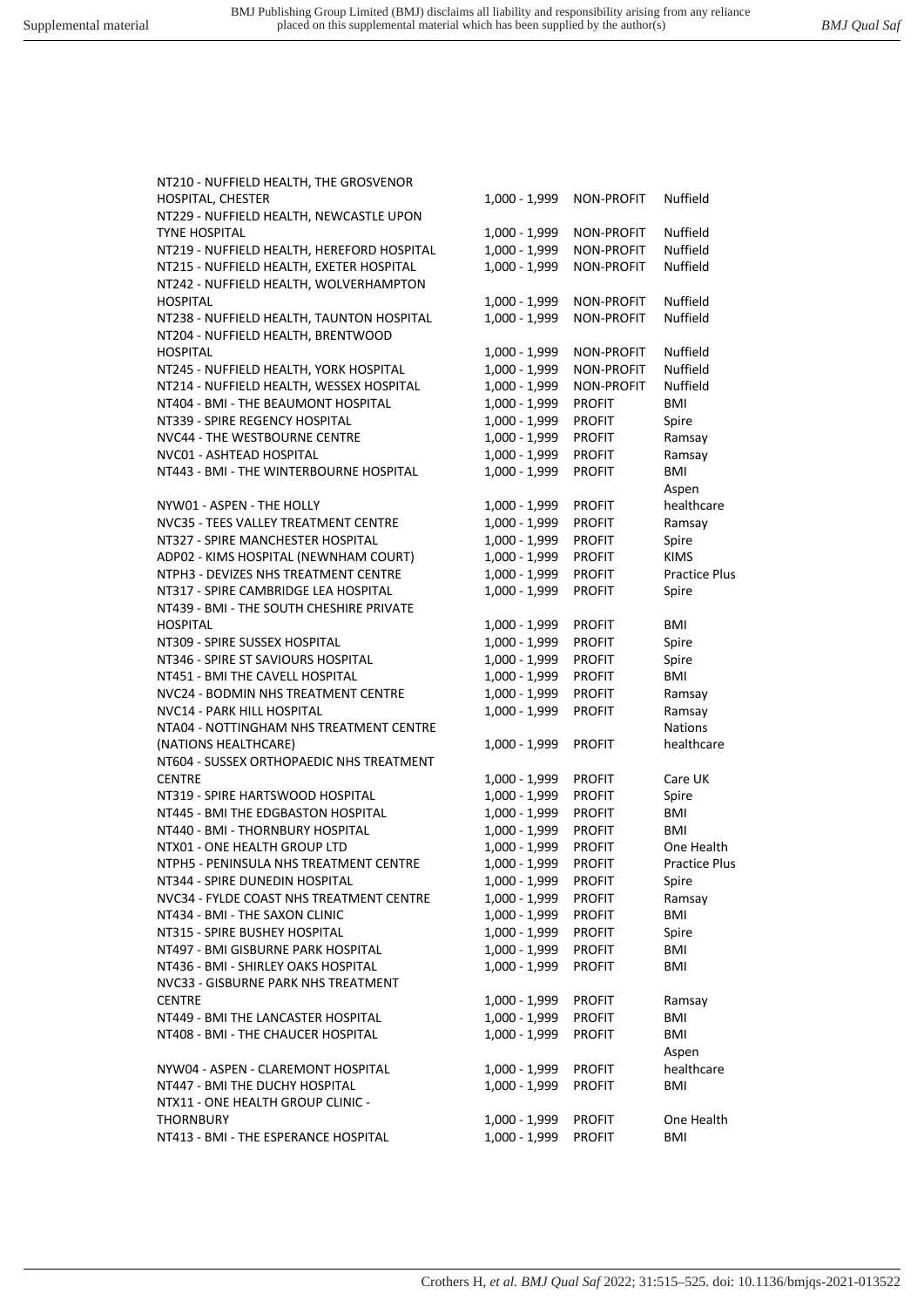| | | | |
|---|---|---|---|
| NT210 - NUFFIELD HEALTH, THE GROSVENOR HOSPITAL, CHESTER | 1,000 - 1,999 | NON-PROFIT | Nuffield |
| NT229 - NUFFIELD HEALTH, NEWCASTLE UPON TYNE HOSPITAL | 1,000 - 1,999 | NON-PROFIT | Nuffield |
| NT219 - NUFFIELD HEALTH, HEREFORD HOSPITAL | 1,000 - 1,999 | NON-PROFIT | Nuffield |
| NT215 - NUFFIELD HEALTH, EXETER HOSPITAL | 1,000 - 1,999 | NON-PROFIT | Nuffield |
| NT242 - NUFFIELD HEALTH, WOLVERHAMPTON HOSPITAL | 1,000 - 1,999 | NON-PROFIT | Nuffield |
| NT238 - NUFFIELD HEALTH, TAUNTON HOSPITAL | 1,000 - 1,999 | NON-PROFIT | Nuffield |
| NT204 - NUFFIELD HEALTH, BRENTWOOD HOSPITAL | 1,000 - 1,999 | NON-PROFIT | Nuffield |
| NT245 - NUFFIELD HEALTH, YORK HOSPITAL | 1,000 - 1,999 | NON-PROFIT | Nuffield |
| NT214 - NUFFIELD HEALTH, WESSEX HOSPITAL | 1,000 - 1,999 | NON-PROFIT | Nuffield |
| NT404 - BMI - THE BEAUMONT HOSPITAL | 1,000 - 1,999 | PROFIT | BMI |
| NT339 - SPIRE REGENCY HOSPITAL | 1,000 - 1,999 | PROFIT | Spire |
| NVC44 - THE WESTBOURNE CENTRE | 1,000 - 1,999 | PROFIT | Ramsay |
| NVC01 - ASHTEAD HOSPITAL | 1,000 - 1,999 | PROFIT | Ramsay |
| NT443 - BMI - THE WINTERBOURNE HOSPITAL | 1,000 - 1,999 | PROFIT | BMI |
| NYW01 - ASPEN - THE HOLLY | 1,000 - 1,999 | PROFIT | Aspen healthcare |
| NVC35 - TEES VALLEY TREATMENT CENTRE | 1,000 - 1,999 | PROFIT | Ramsay |
| NT327 - SPIRE MANCHESTER HOSPITAL | 1,000 - 1,999 | PROFIT | Spire |
| ADP02 - KIMS HOSPITAL (NEWNHAM COURT) | 1,000 - 1,999 | PROFIT | KIMS |
| NTPH3 - DEVIZES NHS TREATMENT CENTRE | 1,000 - 1,999 | PROFIT | Practice Plus |
| NT317 - SPIRE CAMBRIDGE LEA HOSPITAL | 1,000 - 1,999 | PROFIT | Spire |
| NT439 - BMI - THE SOUTH CHESHIRE PRIVATE HOSPITAL | 1,000 - 1,999 | PROFIT | BMI |
| NT309 - SPIRE SUSSEX HOSPITAL | 1,000 - 1,999 | PROFIT | Spire |
| NT346 - SPIRE ST SAVIOURS HOSPITAL | 1,000 - 1,999 | PROFIT | Spire |
| NT451 - BMI THE CAVELL HOSPITAL | 1,000 - 1,999 | PROFIT | BMI |
| NVC24 - BODMIN NHS TREATMENT CENTRE | 1,000 - 1,999 | PROFIT | Ramsay |
| NVC14 - PARK HILL HOSPITAL | 1,000 - 1,999 | PROFIT | Ramsay |
| NTA04 - NOTTINGHAM NHS TREATMENT CENTRE (NATIONS HEALTHCARE) | 1,000 - 1,999 | PROFIT | Nations healthcare |
| NT604 - SUSSEX ORTHOPAEDIC NHS TREATMENT CENTRE | 1,000 - 1,999 | PROFIT | Care UK |
| NT319 - SPIRE HARTSWOOD HOSPITAL | 1,000 - 1,999 | PROFIT | Spire |
| NT445 - BMI THE EDGBASTON HOSPITAL | 1,000 - 1,999 | PROFIT | BMI |
| NT440 - BMI - THORNBURY HOSPITAL | 1,000 - 1,999 | PROFIT | BMI |
| NTX01 - ONE HEALTH GROUP LTD | 1,000 - 1,999 | PROFIT | One Health |
| NTPH5 - PENINSULA NHS TREATMENT CENTRE | 1,000 - 1,999 | PROFIT | Practice Plus |
| NT344 - SPIRE DUNEDIN HOSPITAL | 1,000 - 1,999 | PROFIT | Spire |
| NVC34 - FYLDE COAST NHS TREATMENT CENTRE | 1,000 - 1,999 | PROFIT | Ramsay |
| NT434 - BMI - THE SAXON CLINIC | 1,000 - 1,999 | PROFIT | BMI |
| NT315 - SPIRE BUSHEY HOSPITAL | 1,000 - 1,999 | PROFIT | Spire |
| NT497 - BMI GISBURNE PARK HOSPITAL | 1,000 - 1,999 | PROFIT | BMI |
| NT436 - BMI - SHIRLEY OAKS HOSPITAL | 1,000 - 1,999 | PROFIT | BMI |
| NVC33 - GISBURNE PARK NHS TREATMENT CENTRE | 1,000 - 1,999 | PROFIT | Ramsay |
| NT449 - BMI THE LANCASTER HOSPITAL | 1,000 - 1,999 | PROFIT | BMI |
| NT408 - BMI - THE CHAUCER HOSPITAL | 1,000 - 1,999 | PROFIT | BMI |
| NYW04 - ASPEN - CLAREMONT HOSPITAL | 1,000 - 1,999 | PROFIT | Aspen healthcare |
| NT447 - BMI THE DUCHY HOSPITAL | 1,000 - 1,999 | PROFIT | BMI |
| NTX11 - ONE HEALTH GROUP CLINIC - THORNBURY | 1,000 - 1,999 | PROFIT | One Health |
| NT413 - BMI - THE ESPERANCE HOSPITAL | 1,000 - 1,999 | PROFIT | BMI |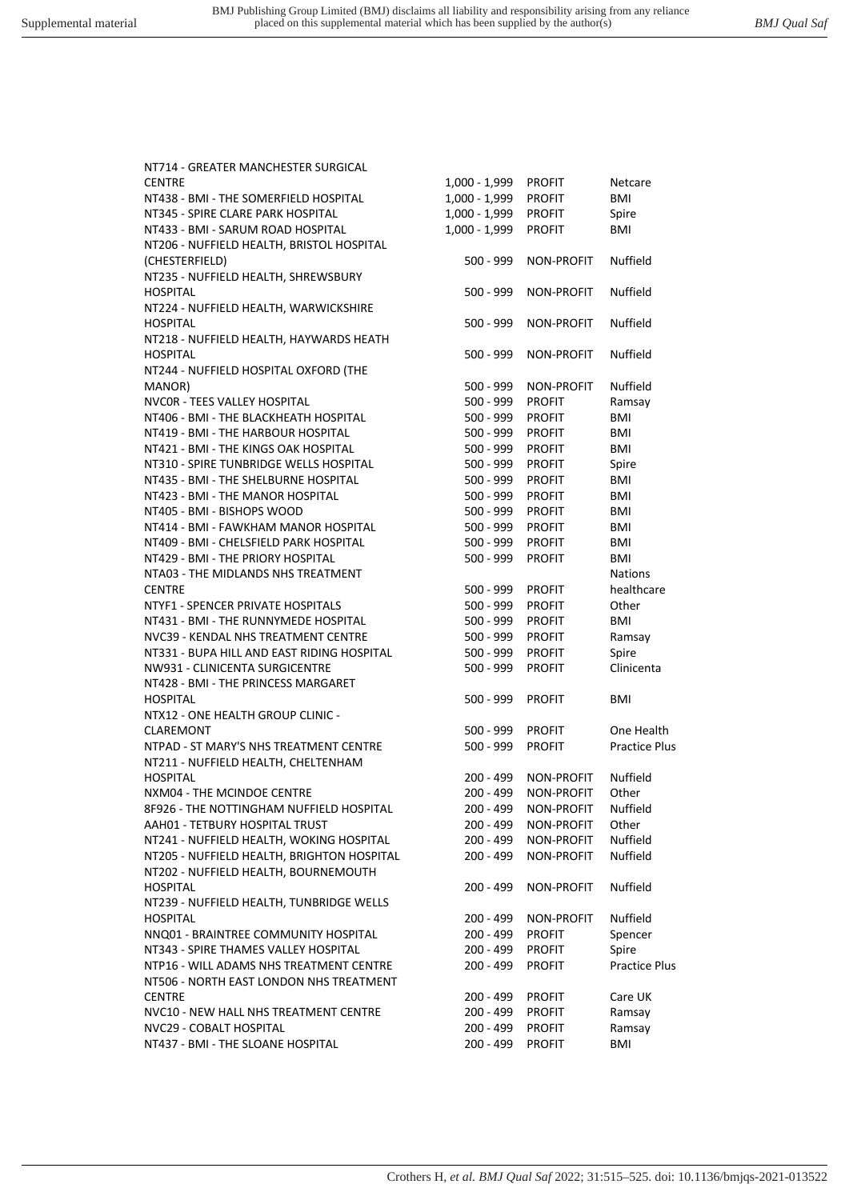| | | | |
|---|---|---|---|
| NT714 - GREATER MANCHESTER SURGICAL CENTRE | 1,000 - 1,999 | PROFIT | Netcare |
| NT438 - BMI - THE SOMERFIELD HOSPITAL | 1,000 - 1,999 | PROFIT | BMI |
| NT345 - SPIRE CLARE PARK HOSPITAL | 1,000 - 1,999 | PROFIT | Spire |
| NT433 - BMI - SARUM ROAD HOSPITAL | 1,000 - 1,999 | PROFIT | BMI |
| NT206 - NUFFIELD HEALTH, BRISTOL HOSPITAL (CHESTERFIELD) | 500 - 999 | NON-PROFIT | Nuffield |
| NT235 - NUFFIELD HEALTH, SHREWSBURY HOSPITAL | 500 - 999 | NON-PROFIT | Nuffield |
| NT224 - NUFFIELD HEALTH, WARWICKSHIRE HOSPITAL | 500 - 999 | NON-PROFIT | Nuffield |
| NT218 - NUFFIELD HEALTH, HAYWARDS HEATH HOSPITAL | 500 - 999 | NON-PROFIT | Nuffield |
| NT244 - NUFFIELD HOSPITAL OXFORD (THE MANOR) | 500 - 999 | NON-PROFIT | Nuffield |
| NVC0R - TEES VALLEY HOSPITAL | 500 - 999 | PROFIT | Ramsay |
| NT406 - BMI - THE BLACKHEATH HOSPITAL | 500 - 999 | PROFIT | BMI |
| NT419 - BMI - THE HARBOUR HOSPITAL | 500 - 999 | PROFIT | BMI |
| NT421 - BMI - THE KINGS OAK HOSPITAL | 500 - 999 | PROFIT | BMI |
| NT310 - SPIRE TUNBRIDGE WELLS HOSPITAL | 500 - 999 | PROFIT | Spire |
| NT435 - BMI - THE SHELBURNE HOSPITAL | 500 - 999 | PROFIT | BMI |
| NT423 - BMI - THE MANOR HOSPITAL | 500 - 999 | PROFIT | BMI |
| NT405 - BMI - BISHOPS WOOD | 500 - 999 | PROFIT | BMI |
| NT414 - BMI - FAWKHAM MANOR HOSPITAL | 500 - 999 | PROFIT | BMI |
| NT409 - BMI - CHELSFIELD PARK HOSPITAL | 500 - 999 | PROFIT | BMI |
| NT429 - BMI - THE PRIORY HOSPITAL | 500 - 999 | PROFIT | BMI |
| NTA03 - THE MIDLANDS NHS TREATMENT CENTRE | 500 - 999 | PROFIT | Nations healthcare |
| NTYF1 - SPENCER PRIVATE HOSPITALS | 500 - 999 | PROFIT | Other |
| NT431 - BMI - THE RUNNYMEDE HOSPITAL | 500 - 999 | PROFIT | BMI |
| NVC39 - KENDAL NHS TREATMENT CENTRE | 500 - 999 | PROFIT | Ramsay |
| NT331 - BUPA HILL AND EAST RIDING HOSPITAL | 500 - 999 | PROFIT | Spire |
| NW931 - CLINICENTA SURGICENTRE | 500 - 999 | PROFIT | Clinicenta |
| NT428 - BMI - THE PRINCESS MARGARET HOSPITAL | 500 - 999 | PROFIT | BMI |
| NTX12 - ONE HEALTH GROUP CLINIC - CLAREMONT | 500 - 999 | PROFIT | One Health |
| NTPAD - ST MARY'S NHS TREATMENT CENTRE | 500 - 999 | PROFIT | Practice Plus |
| NT211 - NUFFIELD HEALTH, CHELTENHAM HOSPITAL | 200 - 499 | NON-PROFIT | Nuffield |
| NXM04 - THE MCINDOE CENTRE | 200 - 499 | NON-PROFIT | Other |
| 8F926 - THE NOTTINGHAM NUFFIELD HOSPITAL | 200 - 499 | NON-PROFIT | Nuffield |
| AAH01 - TETBURY HOSPITAL TRUST | 200 - 499 | NON-PROFIT | Other |
| NT241 - NUFFIELD HEALTH, WOKING HOSPITAL | 200 - 499 | NON-PROFIT | Nuffield |
| NT205 - NUFFIELD HEALTH, BRIGHTON HOSPITAL | 200 - 499 | NON-PROFIT | Nuffield |
| NT202 - NUFFIELD HEALTH, BOURNEMOUTH HOSPITAL | 200 - 499 | NON-PROFIT | Nuffield |
| NT239 - NUFFIELD HEALTH, TUNBRIDGE WELLS HOSPITAL | 200 - 499 | NON-PROFIT | Nuffield |
| NNQ01 - BRAINTREE COMMUNITY HOSPITAL | 200 - 499 | PROFIT | Spencer |
| NT343 - SPIRE THAMES VALLEY HOSPITAL | 200 - 499 | PROFIT | Spire |
| NTP16 - WILL ADAMS NHS TREATMENT CENTRE | 200 - 499 | PROFIT | Practice Plus |
| NT506 - NORTH EAST LONDON NHS TREATMENT CENTRE | 200 - 499 | PROFIT | Care UK |
| NVC10 - NEW HALL NHS TREATMENT CENTRE | 200 - 499 | PROFIT | Ramsay |
| NVC29 - COBALT HOSPITAL | 200 - 499 | PROFIT | Ramsay |
| NT437 - BMI - THE SLOANE HOSPITAL | 200 - 499 | PROFIT | BMI |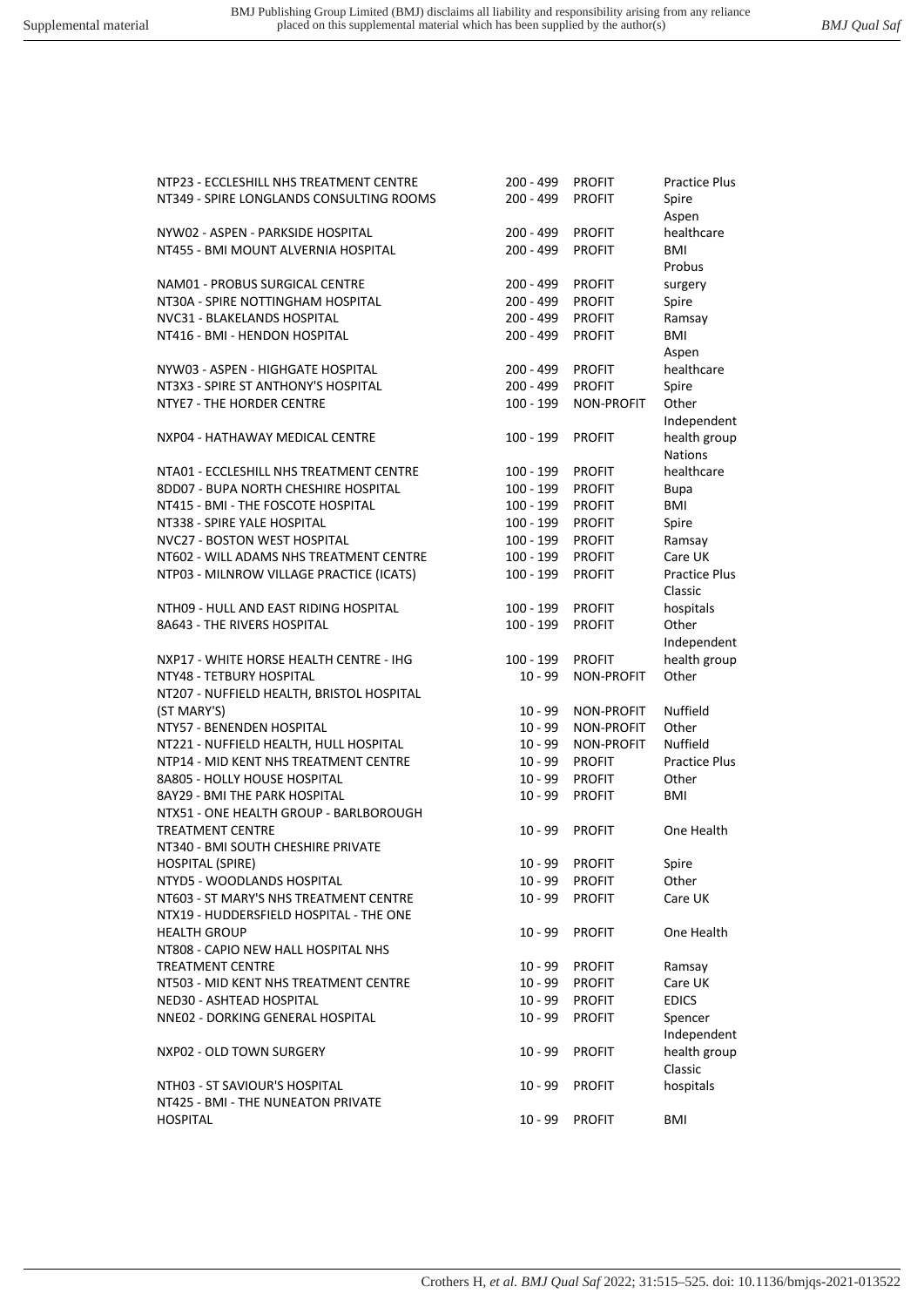| | | | |
|---|---|---|---|
| NTP23 - ECCLESHILL NHS TREATMENT CENTRE | 200 - 499 | PROFIT | Practice Plus |
| NT349 - SPIRE LONGLANDS CONSULTING ROOMS | 200 - 499 | PROFIT | Spire |
| NYW02 - ASPEN - PARKSIDE HOSPITAL | 200 - 499 | PROFIT | Aspen healthcare |
| NT455 - BMI MOUNT ALVERNIA HOSPITAL | 200 - 499 | PROFIT | BMI |
| NAM01 - PROBUS SURGICAL CENTRE | 200 - 499 | PROFIT | Probus surgery |
| NT30A - SPIRE NOTTINGHAM HOSPITAL | 200 - 499 | PROFIT | Spire |
| NVC31 - BLAKELANDS HOSPITAL | 200 - 499 | PROFIT | Ramsay |
| NT416 - BMI - HENDON HOSPITAL | 200 - 499 | PROFIT | BMI |
| NYW03 - ASPEN - HIGHGATE HOSPITAL | 200 - 499 | PROFIT | Aspen healthcare |
| NT3X3 - SPIRE ST ANTHONY'S HOSPITAL | 200 - 499 | PROFIT | Spire |
| NTYE7 - THE HORDER CENTRE | 100 - 199 | NON-PROFIT | Other |
| NXP04 - HATHAWAY MEDICAL CENTRE | 100 - 199 | PROFIT | Independent health group |
| NTA01 - ECCLESHILL NHS TREATMENT CENTRE | 100 - 199 | PROFIT | Nations healthcare |
| 8DD07 - BUPA NORTH CHESHIRE HOSPITAL | 100 - 199 | PROFIT | Bupa |
| NT415 - BMI - THE FOSCOTE HOSPITAL | 100 - 199 | PROFIT | BMI |
| NT338 - SPIRE YALE HOSPITAL | 100 - 199 | PROFIT | Spire |
| NVC27 - BOSTON WEST HOSPITAL | 100 - 199 | PROFIT | Ramsay |
| NT602 - WILL ADAMS NHS TREATMENT CENTRE | 100 - 199 | PROFIT | Care UK |
| NTP03 - MILNROW VILLAGE PRACTICE (ICATS) | 100 - 199 | PROFIT | Practice Plus |
| NTH09 - HULL AND EAST RIDING HOSPITAL | 100 - 199 | PROFIT | Classic hospitals |
| 8A643 - THE RIVERS HOSPITAL | 100 - 199 | PROFIT | Other |
| NXP17 - WHITE HORSE HEALTH CENTRE - IHG | 100 - 199 | PROFIT | Independent health group |
| NTY48 - TETBURY HOSPITAL | 10 - 99 | NON-PROFIT | Other |
| NT207 - NUFFIELD HEALTH, BRISTOL HOSPITAL (ST MARY'S) | 10 - 99 | NON-PROFIT | Nuffield |
| NTY57 - BENENDEN HOSPITAL | 10 - 99 | NON-PROFIT | Other |
| NT221 - NUFFIELD HEALTH, HULL HOSPITAL | 10 - 99 | NON-PROFIT | Nuffield |
| NTP14 - MID KENT NHS TREATMENT CENTRE | 10 - 99 | PROFIT | Practice Plus |
| 8A805 - HOLLY HOUSE HOSPITAL | 10 - 99 | PROFIT | Other |
| 8AY29 - BMI THE PARK HOSPITAL | 10 - 99 | PROFIT | BMI |
| NTX51 - ONE HEALTH GROUP - BARLBOROUGH TREATMENT CENTRE | 10 - 99 | PROFIT | One Health |
| NT340 - BMI SOUTH CHESHIRE PRIVATE HOSPITAL (SPIRE) | 10 - 99 | PROFIT | Spire |
| NTYD5 - WOODLANDS HOSPITAL | 10 - 99 | PROFIT | Other |
| NT603 - ST MARY'S NHS TREATMENT CENTRE | 10 - 99 | PROFIT | Care UK |
| NTX19 - HUDDERSFIELD HOSPITAL - THE ONE HEALTH GROUP | 10 - 99 | PROFIT | One Health |
| NT808 - CAPIO NEW HALL HOSPITAL NHS TREATMENT CENTRE | 10 - 99 | PROFIT | Ramsay |
| NT503 - MID KENT NHS TREATMENT CENTRE | 10 - 99 | PROFIT | Care UK |
| NED30 - ASHTEAD HOSPITAL | 10 - 99 | PROFIT | EDICS |
| NNE02 - DORKING GENERAL HOSPITAL | 10 - 99 | PROFIT | Spencer |
| NXP02 - OLD TOWN SURGERY | 10 - 99 | PROFIT | Independent health group |
| NTH03 - ST SAVIOUR'S HOSPITAL | 10 - 99 | PROFIT | Classic hospitals |
| NT425 - BMI - THE NUNEATON PRIVATE HOSPITAL | 10 - 99 | PROFIT | BMI |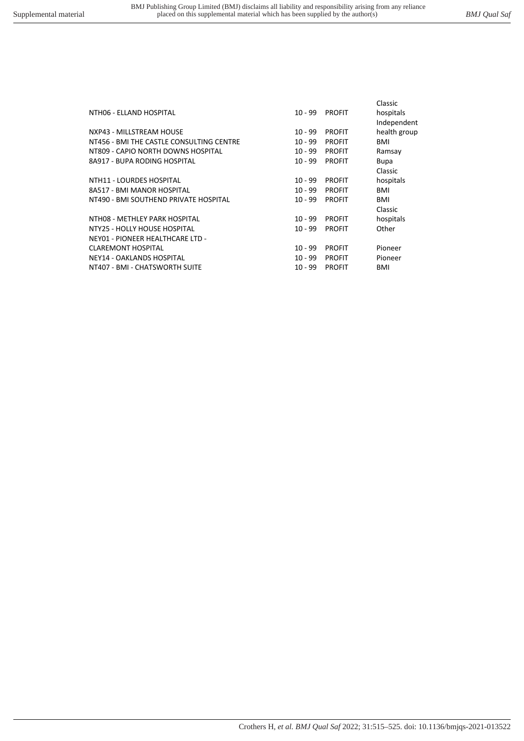| | | | |
|---|---|---|---|
| NTH06 - ELLAND HOSPITAL | 10 - 99 | PROFIT | Classic hospitals |
| NXP43 - MILLSTREAM HOUSE | 10 - 99 | PROFIT | Independent health group |
| NT456 - BMI THE CASTLE CONSULTING CENTRE | 10 - 99 | PROFIT | BMI |
| NT809 - CAPIO NORTH DOWNS HOSPITAL | 10 - 99 | PROFIT | Ramsay |
| 8A917 - BUPA RODING HOSPITAL | 10 - 99 | PROFIT | Bupa |
| NTH11 - LOURDES HOSPITAL | 10 - 99 | PROFIT | Classic hospitals |
| 8A517 - BMI MANOR HOSPITAL | 10 - 99 | PROFIT | BMI |
| NT490 - BMI SOUTHEND PRIVATE HOSPITAL | 10 - 99 | PROFIT | BMI |
| NTH08 - METHLEY PARK HOSPITAL | 10 - 99 | PROFIT | Classic hospitals |
| NTY25 - HOLLY HOUSE HOSPITAL | 10 - 99 | PROFIT | Other |
| NEY01 - PIONEER HEALTHCARE LTD - CLAREMONT HOSPITAL | 10 - 99 | PROFIT | Pioneer |
| NEY14 - OAKLANDS HOSPITAL | 10 - 99 | PROFIT | Pioneer |
| NT407 - BMI - CHATSWORTH SUITE | 10 - 99 | PROFIT | BMI |